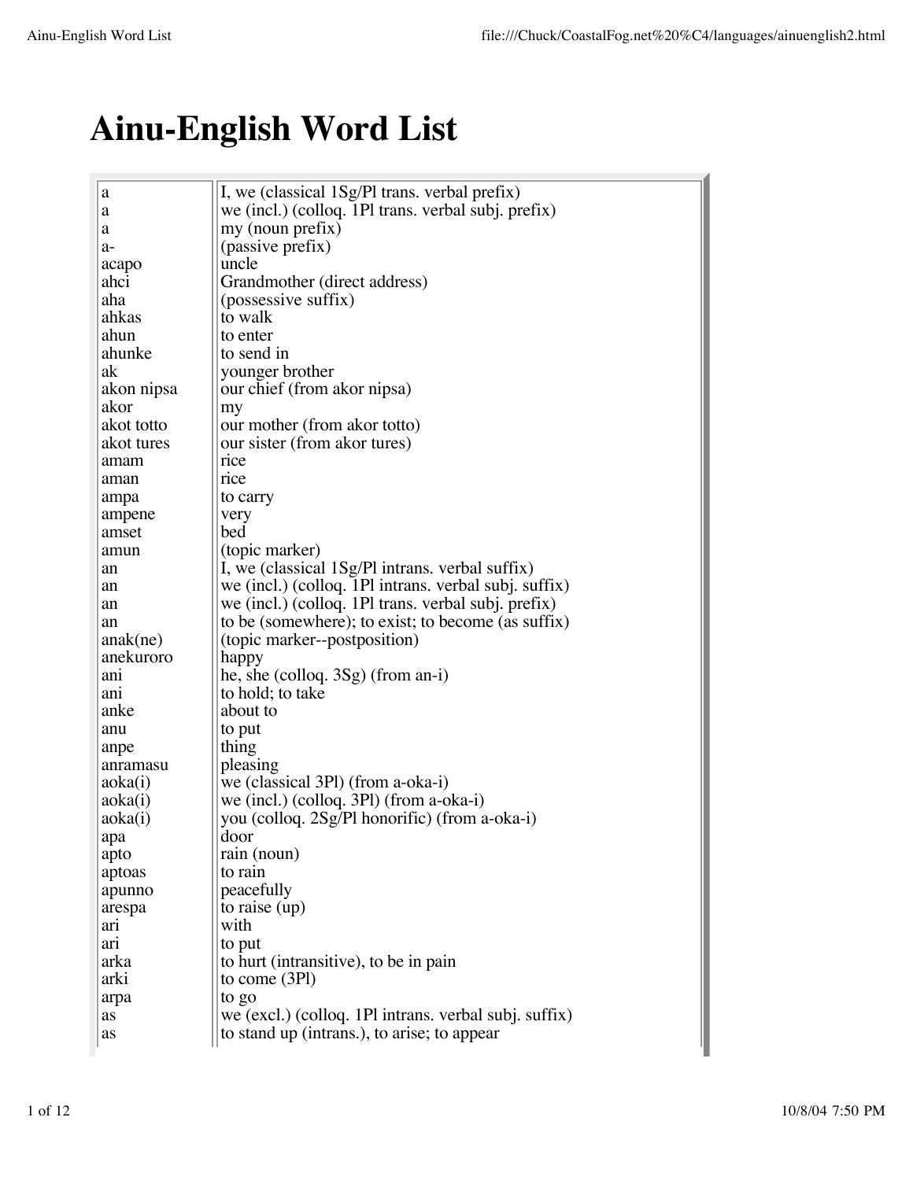# Ainu-English Word List

| | |
|---|---|
| a | I, we (classical 1Sg/Pl trans. verbal prefix) |
| a | we (incl.) (colloq. 1Pl trans. verbal subj. prefix) |
| a | my (noun prefix) |
| a- | (passive prefix) |
| acapo | uncle |
| ahci | Grandmother (direct address) |
| aha | (possessive suffix) |
| ahkas | to walk |
| ahun | to enter |
| ahunke | to send in |
| ak | younger brother |
| akon nipsa | our chief (from akor nipsa) |
| akor | my |
| akot totto | our mother (from akor totto) |
| akot tures | our sister (from akor tures) |
| amam | rice |
| aman | rice |
| ampa | to carry |
| ampene | very |
| amset | bed |
| amun | (topic marker) |
| an | I, we (classical 1Sg/Pl intrans. verbal suffix) |
| an | we (incl.) (colloq. 1Pl intrans. verbal subj. suffix) |
| an | we (incl.) (colloq. 1Pl trans. verbal subj. prefix) |
| an | to be (somewhere); to exist; to become (as suffix) |
| anak(ne) | (topic marker--postposition) |
| anekuroro | happy |
| ani | he, she (colloq. 3Sg) (from an-i) |
| ani | to hold; to take |
| anke | about to |
| anu | to put |
| anpe | thing |
| anramasu | pleasing |
| aoka(i) | we (classical 3Pl) (from a-oka-i) |
| aoka(i) | we (incl.) (colloq. 3Pl) (from a-oka-i) |
| aoka(i) | you (colloq. 2Sg/Pl honorific) (from a-oka-i) |
| apa | door |
| apto | rain (noun) |
| aptoas | to rain |
| apunno | peacefully |
| arespa | to raise (up) |
| ari | with |
| ari | to put |
| arka | to hurt (intransitive), to be in pain |
| arki | to come (3Pl) |
| arpa | to go |
| as | we (excl.) (colloq. 1Pl intrans. verbal subj. suffix) |
| as | to stand up (intrans.), to arise; to appear |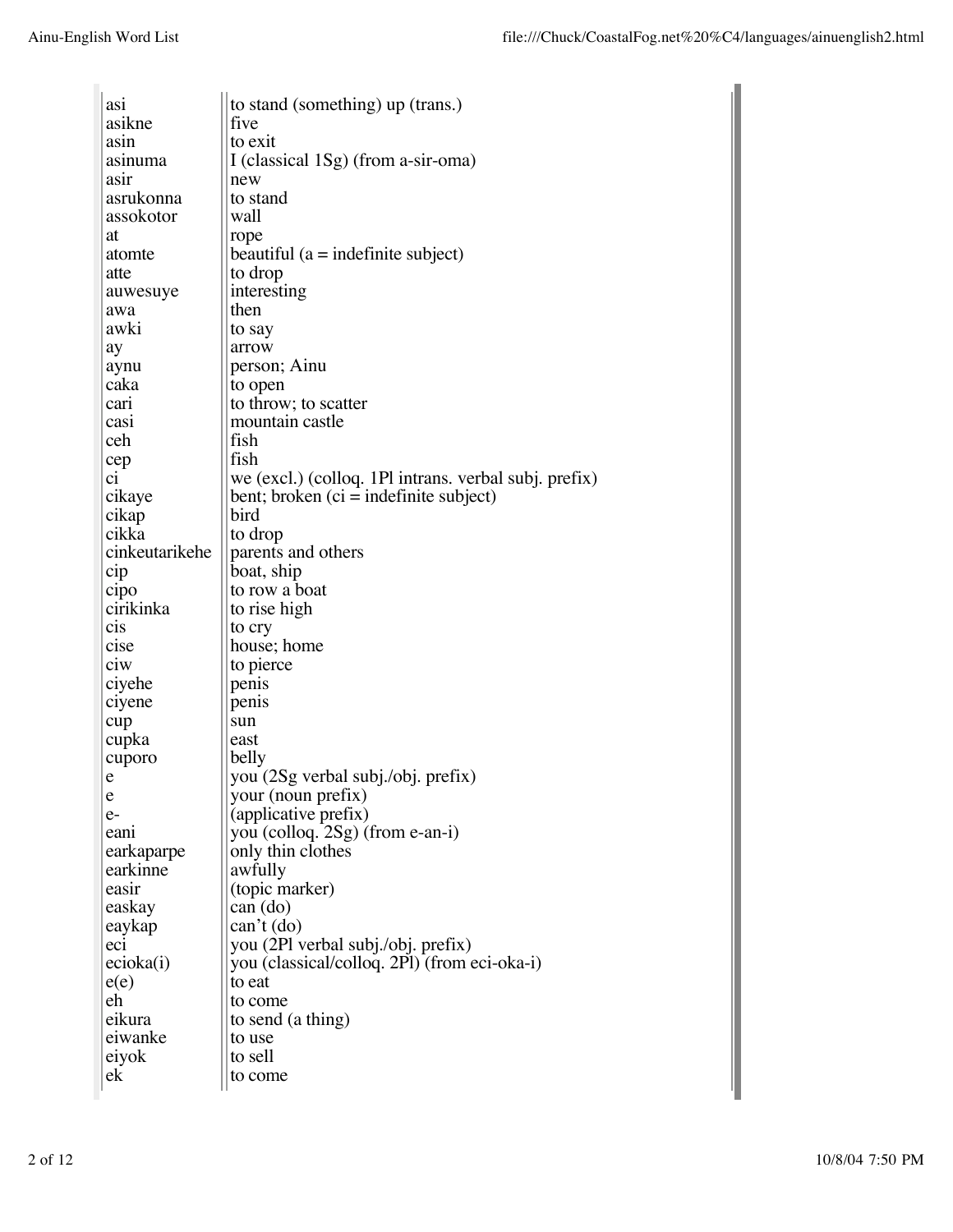| | |
|---|---|
| asi | to stand (something) up (trans.) |
| asikne | five |
| asin | to exit |
| asinuma | I (classical 1Sg) (from a-sir-oma) |
| asir | new |
| asrukonna | to stand |
| assokotor | wall |
| at | rope |
| atomte | beautiful (a = indefinite subject) |
| atte | to drop |
| auwesuye | interesting |
| awa | then |
| awki | to say |
| ay | arrow |
| aynu | person; Ainu |
| caka | to open |
| cari | to throw; to scatter |
| casi | mountain castle |
| ceh | fish |
| cep | fish |
| ci | we (excl.) (colloq. 1Pl intrans. verbal subj. prefix) |
| cikaye | bent; broken (ci = indefinite subject) |
| cikap | bird |
| cikka | to drop |
| cinkeutarikehe | parents and others |
| cip | boat, ship |
| cipo | to row a boat |
| cirikinka | to rise high |
| cis | to cry |
| cise | house; home |
| ciw | to pierce |
| ciyehe | penis |
| ciyene | penis |
| cup | sun |
| cupka | east |
| cuporo | belly |
| e | you (2Sg verbal subj./obj. prefix) |
| e | your (noun prefix) |
| e- | (applicative prefix) |
| eani | you (colloq. 2Sg) (from e-an-i) |
| earkaparpe | only thin clothes |
| earkinne | awfully |
| easir | (topic marker) |
| easkay | can (do) |
| eaykap | can't (do) |
| eci | you (2Pl verbal subj./obj. prefix) |
| ecioka(i) | you (classical/colloq. 2Pl) (from eci-oka-i) |
| e(e) | to eat |
| eh | to come |
| eikura | to send (a thing) |
| eiwanke | to use |
| eiyok | to sell |
| ek | to come |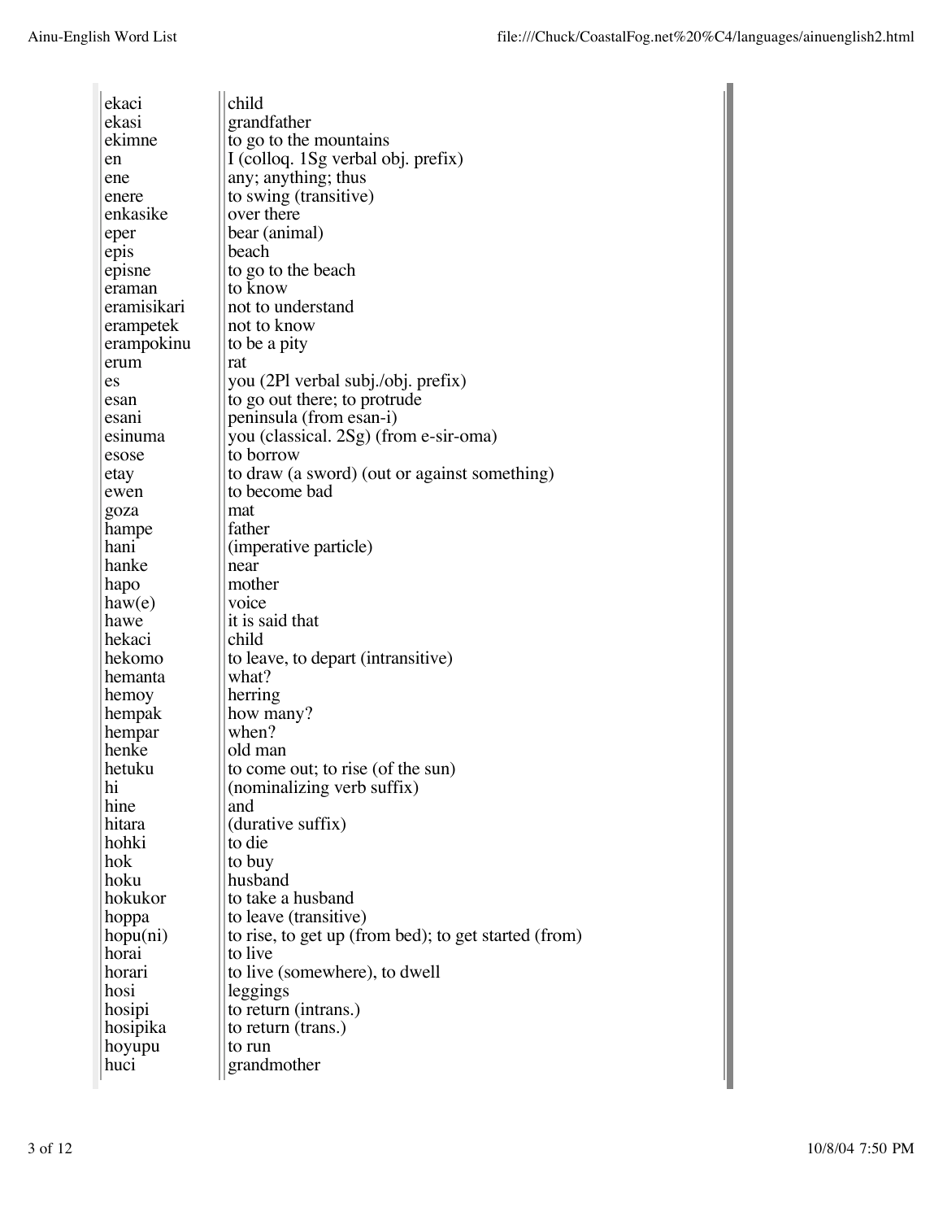| | |
|---|---|
| ekaci | child |
| ekasi | grandfather |
| ekimne | to go to the mountains |
| en | I (colloq. 1Sg verbal obj. prefix) |
| ene | any; anything; thus |
| enere | to swing (transitive) |
| enkasike | over there |
| eper | bear (animal) |
| epis | beach |
| episne | to go to the beach |
| eraman | to know |
| eramisikari | not to understand |
| erampetek | not to know |
| erampokinu | to be a pity |
| erum | rat |
| es | you (2Pl verbal subj./obj. prefix) |
| esan | to go out there; to protrude |
| esani | peninsula (from esan-i) |
| esinuma | you (classical. 2Sg) (from e-sir-oma) |
| esose | to borrow |
| etay | to draw (a sword) (out or against something) |
| ewen | to become bad |
| goza | mat |
| hampe | father |
| hani | (imperative particle) |
| hanke | near |
| hapo | mother |
| haw(e) | voice |
| hawe | it is said that |
| hekaci | child |
| hekomo | to leave, to depart (intransitive) |
| hemanta | what? |
| hemoy | herring |
| hempak | how many? |
| hempar | when? |
| henke | old man |
| hetuku | to come out; to rise (of the sun) |
| hi | (nominalizing verb suffix) |
| hine | and |
| hitara | (durative suffix) |
| hohki | to die |
| hok | to buy |
| hoku | husband |
| hokukor | to take a husband |
| hoppa | to leave (transitive) |
| hopu(ni) | to rise, to get up (from bed); to get started (from) |
| horai | to live |
| horari | to live (somewhere), to dwell |
| hosi | leggings |
| hosipi | to return (intrans.) |
| hosipika | to return (trans.) |
| hoyupu | to run |
| huci | grandmother |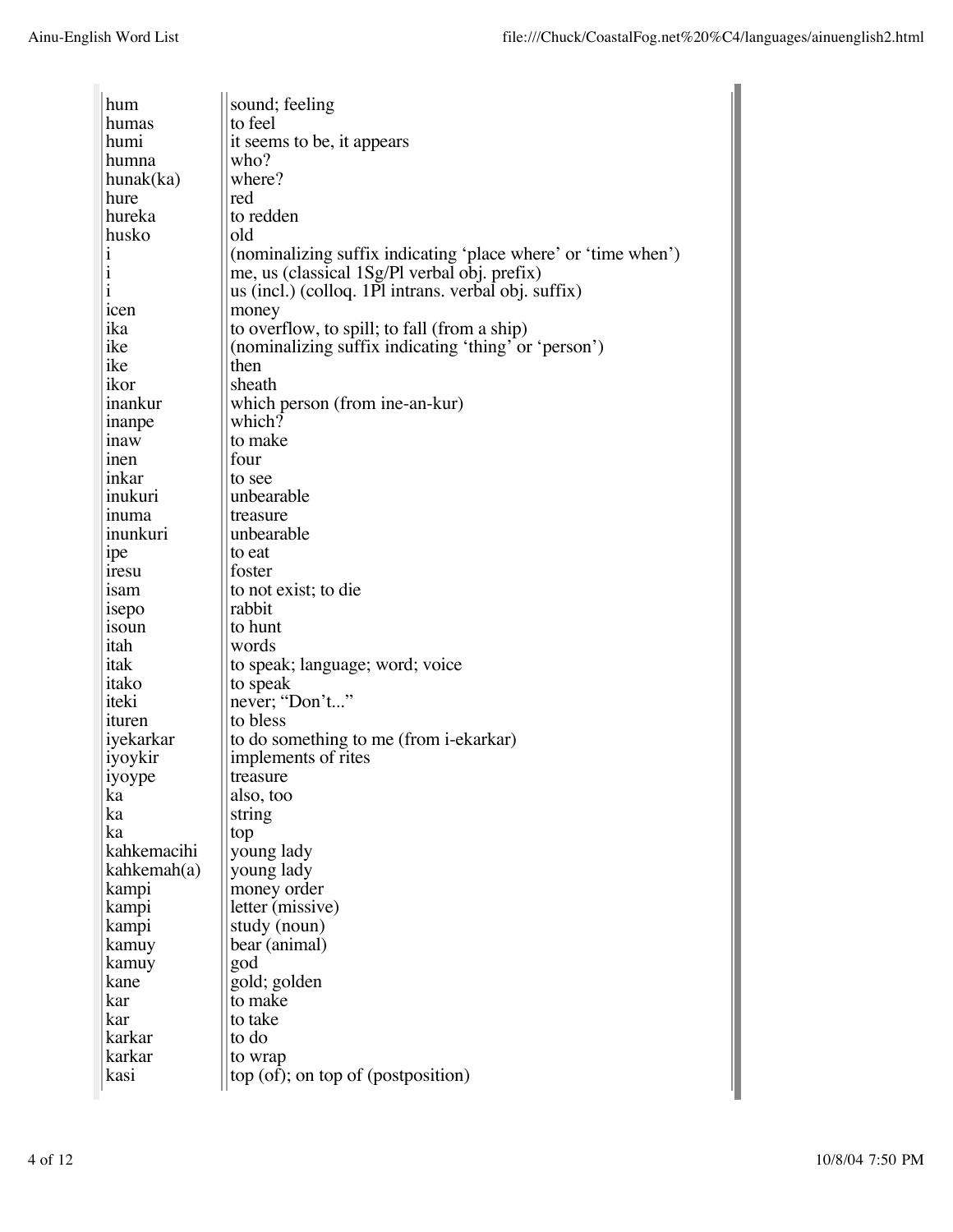| | |
|---|---|
| hum | sound; feeling |
| humas | to feel |
| humi | it seems to be, it appears |
| humna | who? |
| hunak(ka) | where? |
| hure | red |
| hureka | to redden |
| husko | old |
| i | (nominalizing suffix indicating 'place where' or 'time when') |
| i | me, us (classical 1Sg/Pl verbal obj. prefix) |
| i | us (incl.) (colloq. 1Pl intrans. verbal obj. suffix) |
| icen | money |
| ika | to overflow, to spill; to fall (from a ship) |
| ike | (nominalizing suffix indicating 'thing' or 'person') |
| ike | then |
| ikor | sheath |
| inankur | which person (from ine-an-kur) |
| inanpe | which? |
| inaw | to make |
| inen | four |
| inkar | to see |
| inukuri | unbearable |
| inuma | treasure |
| inunkuri | unbearable |
| ipe | to eat |
| iresu | foster |
| isam | to not exist; to die |
| isepo | rabbit |
| isoun | to hunt |
| itah | words |
| itak | to speak; language; word; voice |
| itako | to speak |
| iteki | never; "Don't..." |
| ituren | to bless |
| iyekarkar | to do something to me (from i-ekarkar) |
| iyoykir | implements of rites |
| iyoype | treasure |
| ka | also, too |
| ka | string |
| ka | top |
| kahkemacihi | young lady |
| kahkemah(a) | young lady |
| kampi | money order |
| kampi | letter (missive) |
| kampi | study (noun) |
| kamuy | bear (animal) |
| kamuy | god |
| kane | gold; golden |
| kar | to make |
| kar | to take |
| karkar | to do |
| karkar | to wrap |
| kasi | top (of); on top of (postposition) |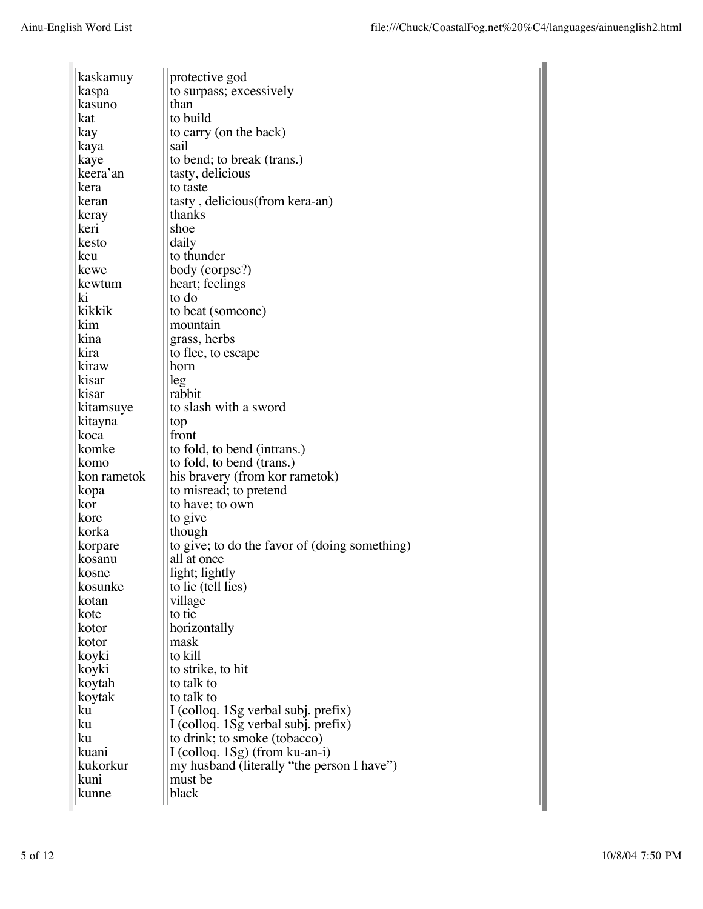| | |
|---|---|
| kaskamuy | protective god |
| kaspa | to surpass; excessively |
| kasuno | than |
| kat | to build |
| kay | to carry (on the back) |
| kaya | sail |
| kaye | to bend; to break (trans.) |
| keera'an | tasty, delicious |
| kera | to taste |
| keran | tasty , delicious(from kera-an) |
| keray | thanks |
| keri | shoe |
| kesto | daily |
| keu | to thunder |
| kewe | body (corpse?) |
| kewtum | heart; feelings |
| ki | to do |
| kikkik | to beat (someone) |
| kim | mountain |
| kina | grass, herbs |
| kira | to flee, to escape |
| kiraw | horn |
| kisar | leg |
| kisar | rabbit |
| kitamsuye | to slash with a sword |
| kitayna | top |
| koca | front |
| komke | to fold, to bend (intrans.) |
| komo | to fold, to bend (trans.) |
| kon rametok | his bravery (from kor rametok) |
| kopa | to misread; to pretend |
| kor | to have; to own |
| kore | to give |
| korka | though |
| korpare | to give; to do the favor of (doing something) |
| kosanu | all at once |
| kosne | light; lightly |
| kosunke | to lie (tell lies) |
| kotan | village |
| kote | to tie |
| kotor | horizontally |
| kotor | mask |
| koyki | to kill |
| koyki | to strike, to hit |
| koytah | to talk to |
| koytak | to talk to |
| ku | I (colloq. 1Sg verbal subj. prefix) |
| ku | I (colloq. 1Sg verbal subj. prefix) |
| ku | to drink; to smoke (tobacco) |
| kuani | I (colloq. 1Sg) (from ku-an-i) |
| kukorkur | my husband (literally "the person I have") |
| kuni | must be |
| kunne | black |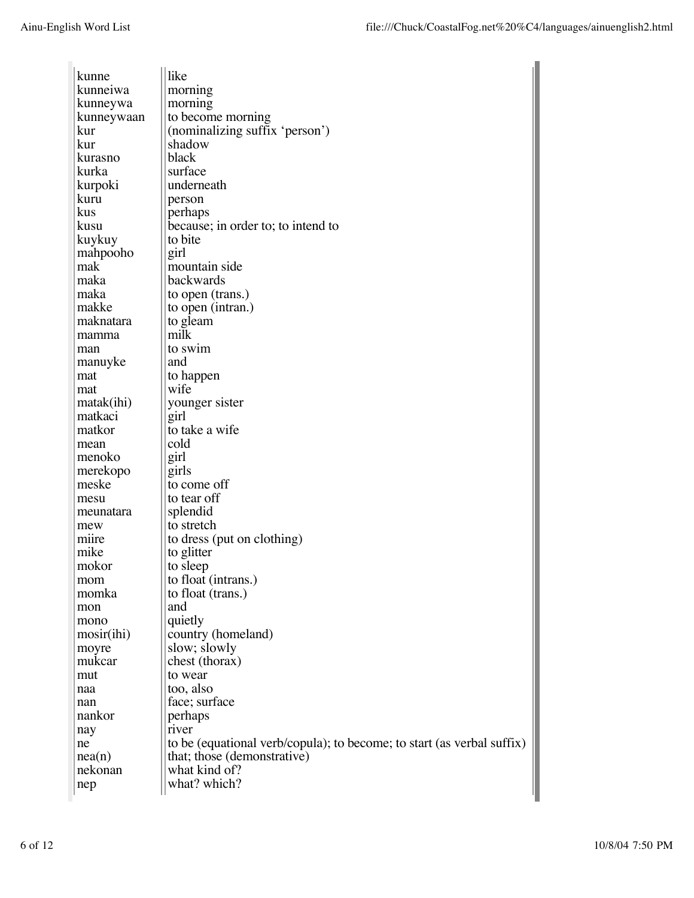| | |
|---|---|
| kunne | like |
| kunneiwa | morning |
| kunneywa | morning |
| kunneywaan | to become morning |
| kur | (nominalizing suffix 'person') |
| kur | shadow |
| kurasno | black |
| kurka | surface |
| kurpoki | underneath |
| kuru | person |
| kus | perhaps |
| kusu | because; in order to; to intend to |
| kuykuy | to bite |
| mahpooho | girl |
| mak | mountain side |
| maka | backwards |
| maka | to open (trans.) |
| makke | to open (intran.) |
| maknatara | to gleam |
| mamma | milk |
| man | to swim |
| manuyke | and |
| mat | to happen |
| mat | wife |
| matak(ihi) | younger sister |
| matkaci | girl |
| matkor | to take a wife |
| mean | cold |
| menoko | girl |
| merekopo | girls |
| meske | to come off |
| mesu | to tear off |
| meunatara | splendid |
| mew | to stretch |
| miire | to dress (put on clothing) |
| mike | to glitter |
| mokor | to sleep |
| mom | to float (intrans.) |
| momka | to float (trans.) |
| mon | and |
| mono | quietly |
| mosir(ihi) | country (homeland) |
| moyre | slow; slowly |
| mukcar | chest (thorax) |
| mut | to wear |
| naa | too, also |
| nan | face; surface |
| nankor | perhaps |
| nay | river |
| ne | to be (equational verb/copula); to become; to start (as verbal suffix) |
| nea(n) | that; those (demonstrative) |
| nekonan | what kind of? |
| nep | what? which? |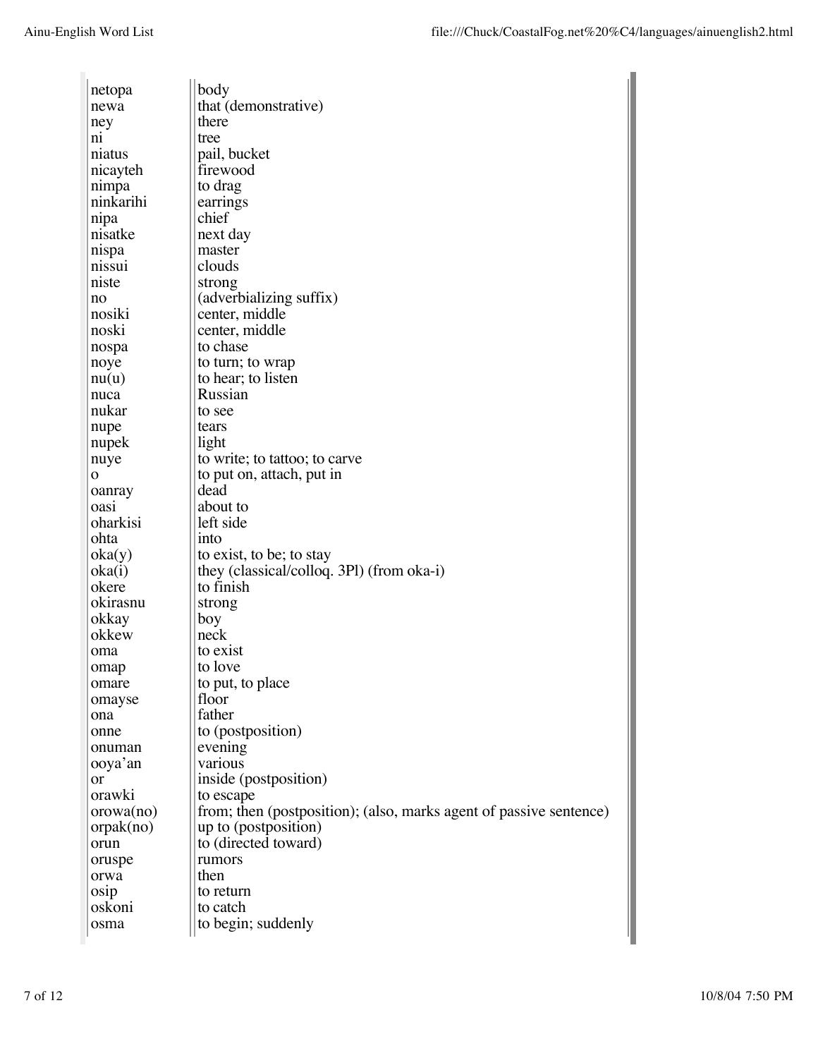| | |
|---|---|
| netopa | body |
| newa | that (demonstrative) |
| ney | there |
| ni | tree |
| niatus | pail, bucket |
| nicayteh | firewood |
| nimpa | to drag |
| ninkarihi | earrings |
| nipa | chief |
| nisatke | next day |
| nispa | master |
| nissui | clouds |
| niste | strong |
| no | (adverbializing suffix) |
| nosiki | center, middle |
| noski | center, middle |
| nospa | to chase |
| noye | to turn; to wrap |
| nu(u) | to hear; to listen |
| nuca | Russian |
| nukar | to see |
| nupe | tears |
| nupek | light |
| nuye | to write; to tattoo; to carve |
| o | to put on, attach, put in |
| oanray | dead |
| oasi | about to |
| oharkisi | left side |
| ohta | into |
| oka(y) | to exist, to be; to stay |
| oka(i) | they (classical/colloq. 3Pl) (from oka-i) |
| okere | to finish |
| okirasnu | strong |
| okkay | boy |
| okkew | neck |
| oma | to exist |
| omap | to love |
| omare | to put, to place |
| omayse | floor |
| ona | father |
| onne | to (postposition) |
| onuman | evening |
| ooya'an | various |
| or | inside (postposition) |
| orawki | to escape |
| orowa(no) | from; then (postposition); (also, marks agent of passive sentence) |
| orpak(no) | up to (postposition) |
| orun | to (directed toward) |
| oruspe | rumors |
| orwa | then |
| osip | to return |
| oskoni | to catch |
| osma | to begin; suddenly |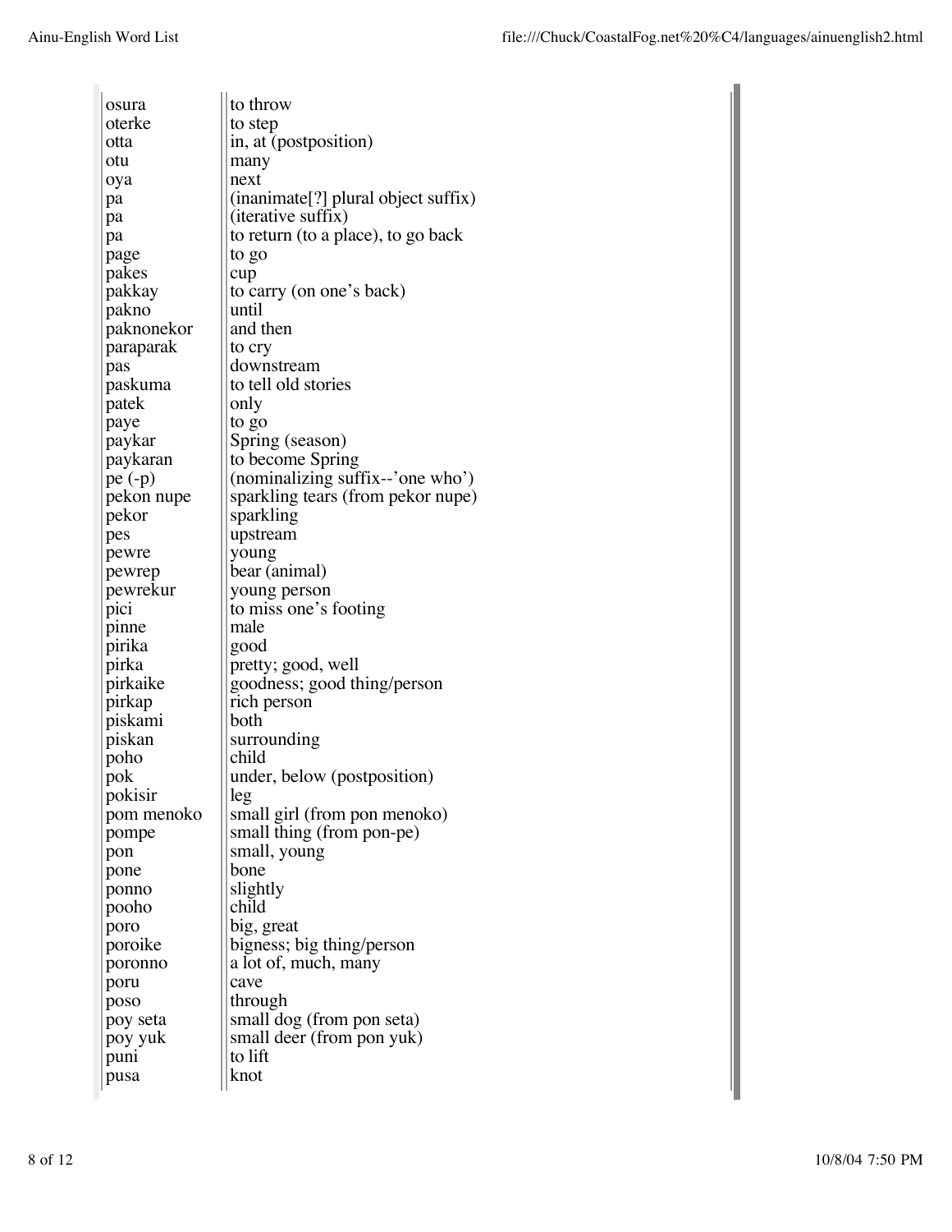| | |
|---|---|
| osura | to throw |
| oterke | to step |
| otta | in, at (postposition) |
| otu | many |
| oya | next |
| pa | (inanimate[?] plural object suffix) |
| pa | (iterative suffix) |
| pa | to return (to a place), to go back |
| page | to go |
| pakes | cup |
| pakkay | to carry (on one's back) |
| pakno | until |
| paknonekor | and then |
| paraparak | to cry |
| pas | downstream |
| paskuma | to tell old stories |
| patek | only |
| paye | to go |
| paykar | Spring (season) |
| paykaran | to become Spring |
| pe (-p) | (nominalizing suffix--'one who') |
| pekon nupe | sparkling tears (from pekor nupe) |
| pekor | sparkling |
| pes | upstream |
| pewre | young |
| pewrep | bear (animal) |
| pewrekur | young person |
| pici | to miss one's footing |
| pinne | male |
| pirika | good |
| pirka | pretty; good, well |
| pirkaike | goodness; good thing/person |
| pirkap | rich person |
| piskami | both |
| piskan | surrounding |
| poho | child |
| pok | under, below (postposition) |
| pokisir | leg |
| pom menoko | small girl (from pon menoko) |
| pompe | small thing (from pon-pe) |
| pon | small, young |
| pone | bone |
| ponno | slightly |
| pooho | child |
| poro | big, great |
| poroike | bigness; big thing/person |
| poronno | a lot of, much, many |
| poru | cave |
| poso | through |
| poy seta | small dog (from pon seta) |
| poy yuk | small deer (from pon yuk) |
| puni | to lift |
| pusa | knot |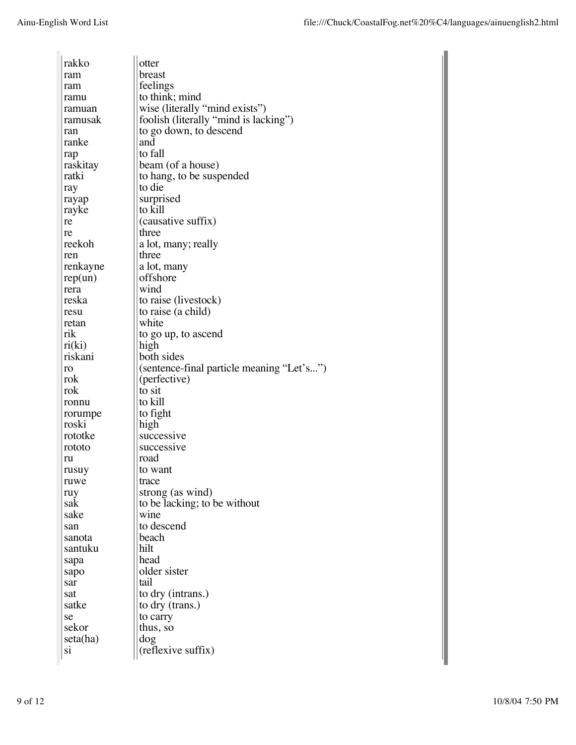| | |
|---|---|
| rakko | otter |
| ram | breast |
| ram | feelings |
| ramu | to think; mind |
| ramuan | wise (literally "mind exists") |
| ramusak | foolish (literally "mind is lacking") |
| ran | to go down, to descend |
| ranke | and |
| rap | to fall |
| raskitay | beam (of a house) |
| ratki | to hang, to be suspended |
| ray | to die |
| rayap | surprised |
| rayke | to kill |
| re | (causative suffix) |
| re | three |
| reekoh | a lot, many; really |
| ren | three |
| renkayne | a lot, many |
| rep(un) | offshore |
| rera | wind |
| reska | to raise (livestock) |
| resu | to raise (a child) |
| retan | white |
| rik | to go up, to ascend |
| ri(ki) | high |
| riskani | both sides |
| ro | (sentence-final particle meaning "Let's...") |
| rok | (perfective) |
| rok | to sit |
| ronnu | to kill |
| rorumpe | to fight |
| roski | high |
| rototke | successive |
| rototo | successive |
| ru | road |
| rusuy | to want |
| ruwe | trace |
| ruy | strong (as wind) |
| sak | to be lacking; to be without |
| sake | wine |
| san | to descend |
| sanota | beach |
| santuku | hilt |
| sapa | head |
| sapo | older sister |
| sar | tail |
| sat | to dry (intrans.) |
| satke | to dry (trans.) |
| se | to carry |
| sekor | thus, so |
| seta(ha) | dog |
| si | (reflexive suffix) |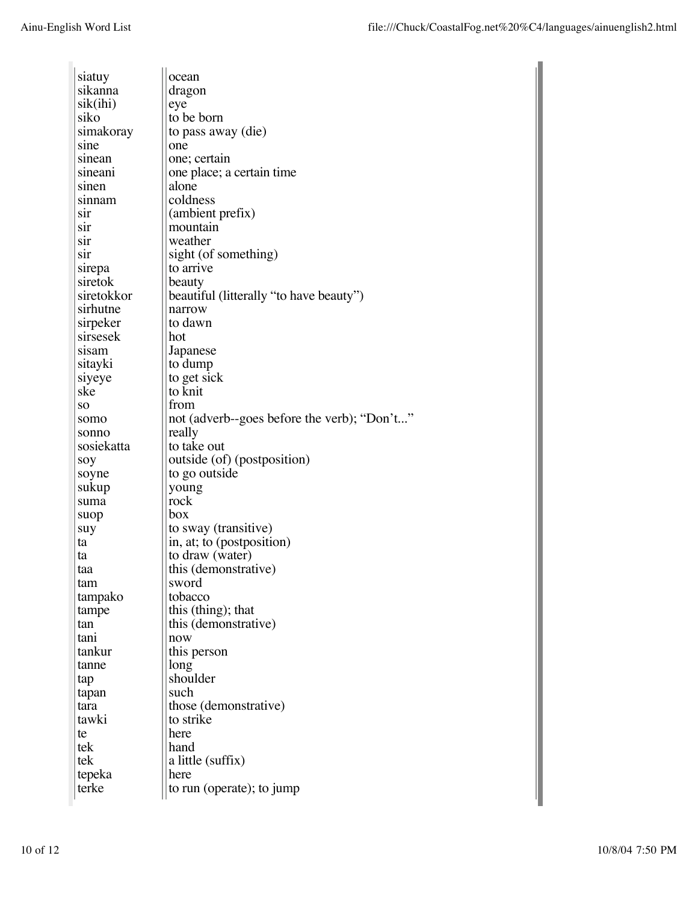| | |
|---|---|
| siatuy | ocean |
| sikanna | dragon |
| sik(ihi) | eye |
| siko | to be born |
| simakoray | to pass away (die) |
| sine | one |
| sinean | one; certain |
| sineani | one place; a certain time |
| sinen | alone |
| sinnam | coldness |
| sir | (ambient prefix) |
| sir | mountain |
| sir | weather |
| sir | sight (of something) |
| sirepa | to arrive |
| siretok | beauty |
| siretokkor | beautiful (litterally "to have beauty") |
| sirhutne | narrow |
| sirpeker | to dawn |
| sirsesek | hot |
| sisam | Japanese |
| sitayki | to dump |
| siyeye | to get sick |
| ske | to knit |
| so | from |
| somo | not (adverb--goes before the verb); "Don't..." |
| sonno | really |
| sosiekatta | to take out |
| soy | outside (of) (postposition) |
| soyne | to go outside |
| sukup | young |
| suma | rock |
| suop | box |
| suy | to sway (transitive) |
| ta | in, at; to (postposition) |
| ta | to draw (water) |
| taa | this (demonstrative) |
| tam | sword |
| tampako | tobacco |
| tampe | this (thing); that |
| tan | this (demonstrative) |
| tani | now |
| tankur | this person |
| tanne | long |
| tap | shoulder |
| tapan | such |
| tara | those (demonstrative) |
| tawki | to strike |
| te | here |
| tek | hand |
| tek | a little (suffix) |
| tepeka | here |
| terke | to run (operate); to jump |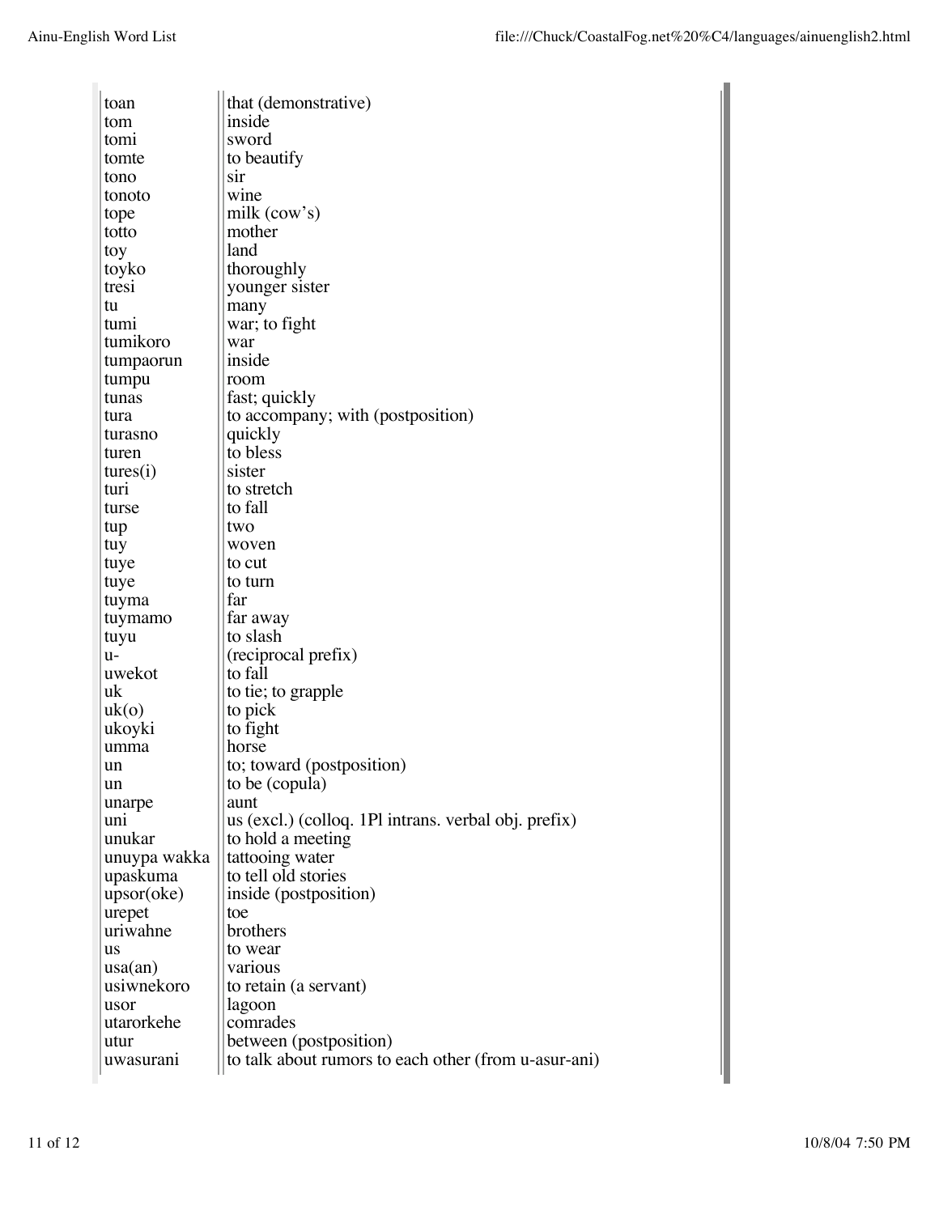| | |
|---|---|
| toan | that (demonstrative) |
| tom | inside |
| tomi | sword |
| tomte | to beautify |
| tono | sir |
| tonoto | wine |
| tope | milk (cow’s) |
| totto | mother |
| toy | land |
| toyko | thoroughly |
| tresi | younger sister |
| tu | many |
| tumi | war; to fight |
| tumikoro | war |
| tumpaorun | inside |
| tumpu | room |
| tunas | fast; quickly |
| tura | to accompany; with (postposition) |
| turasno | quickly |
| turen | to bless |
| tures(i) | sister |
| turi | to stretch |
| turse | to fall |
| tup | two |
| tuy | woven |
| tuye | to cut |
| tuye | to turn |
| tuyma | far |
| tuymamo | far away |
| tuyu | to slash |
| u- | (reciprocal prefix) |
| uwekot | to fall |
| uk | to tie; to grapple |
| uk(o) | to pick |
| ukoyki | to fight |
| umma | horse |
| un | to; toward (postposition) |
| un | to be (copula) |
| unarpe | aunt |
| uni | us (excl.) (colloq. 1Pl intrans. verbal obj. prefix) |
| unukar | to hold a meeting |
| unuypa wakka | tattooing water |
| upaskuma | to tell old stories |
| upsor(oke) | inside (postposition) |
| urepet | toe |
| uriwahne | brothers |
| us | to wear |
| usa(an) | various |
| usiwnekoro | to retain (a servant) |
| usor | lagoon |
| utarorkehe | comrades |
| utur | between (postposition) |
| uwasurani | to talk about rumors to each other (from u-asur-ani) |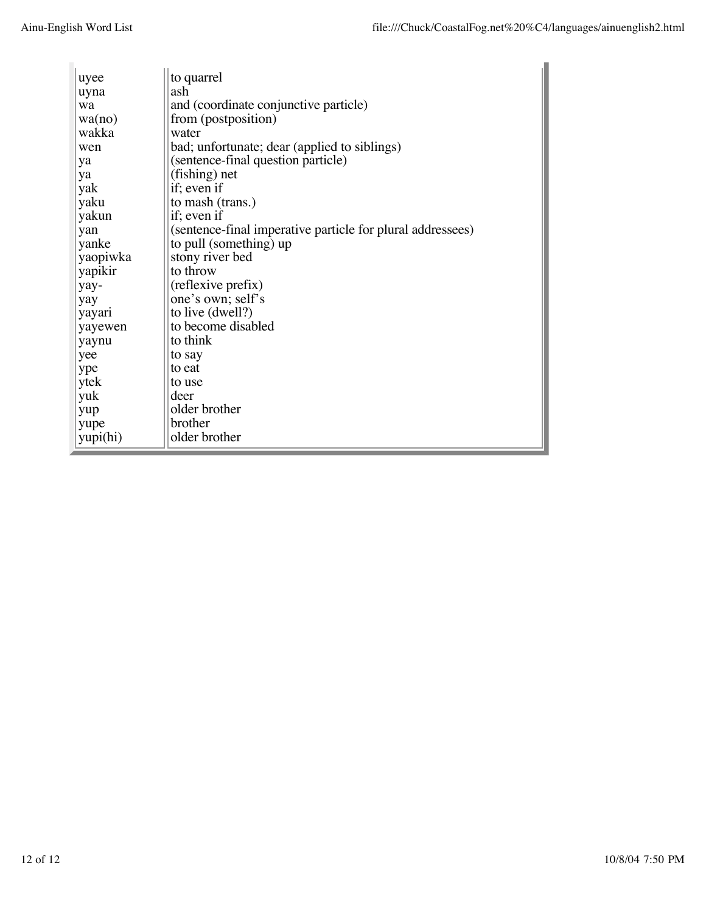| | |
|---|---|
| uyee | to quarrel |
| uyna | ash |
| wa | and (coordinate conjunctive particle) |
| wa(no) | from (postposition) |
| wakka | water |
| wen | bad; unfortunate; dear (applied to siblings) |
| ya | (sentence-final question particle) |
| ya | (fishing) net |
| yak | if; even if |
| yaku | to mash (trans.) |
| yakun | if; even if |
| yan | (sentence-final imperative particle for plural addressees) |
| yanke | to pull (something) up |
| yaopiwka | stony river bed |
| yapikir | to throw |
| yay- | (reflexive prefix) |
| yay | one's own; self's |
| yayari | to live (dwell?) |
| yayewen | to become disabled |
| yaynu | to think |
| yee | to say |
| ype | to eat |
| ytek | to use |
| yuk | deer |
| yup | older brother |
| yupe | brother |
| yupi(hi) | older brother |